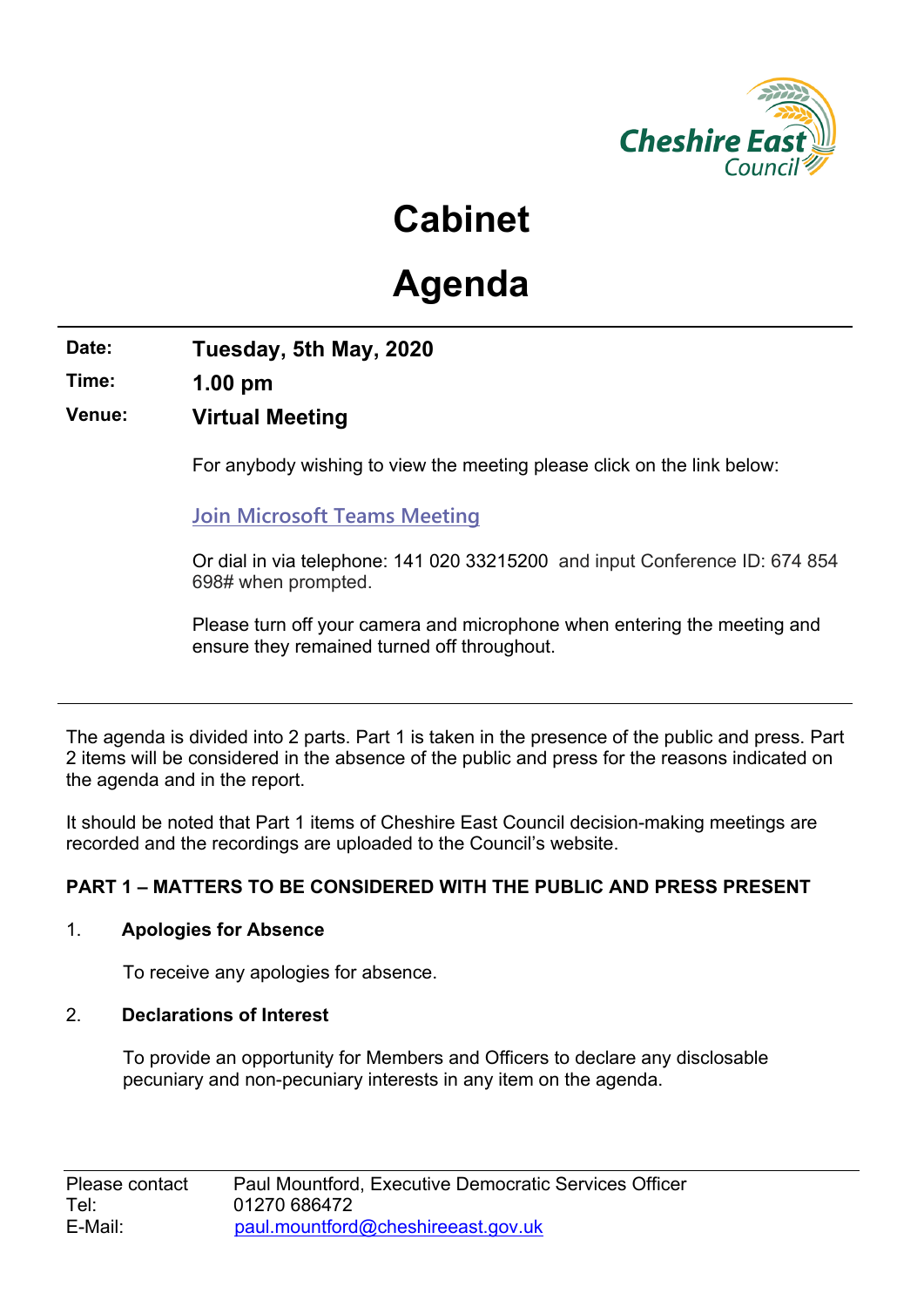# Cabinet

# Agenda

**Date:** **Tuesday, 5th May, 2020**

**Time:** **1.00 pm**

**Venue:** **Virtual Meeting**

For anybody wishing to view the meeting please click on the link below:

Join Microsoft Teams Meeting

Or dial in via telephone: 141 020 33215200 and input Conference ID: 674 854 698# when prompted.

Please turn off your camera and microphone when entering the meeting and ensure they remained turned off throughout.

---

The agenda is divided into 2 parts. Part 1 is taken in the presence of the public and press. Part 2 items will be considered in the absence of the public and press for the reasons indicated on the agenda and in the report.

It should be noted that Part 1 items of Cheshire East Council decision-making meetings are recorded and the recordings are uploaded to the Council's website.

**PART 1 – MATTERS TO BE CONSIDERED WITH THE PUBLIC AND PRESS PRESENT**

1. **Apologies for Absence**

   To receive any apologies for absence.

2. **Declarations of Interest**

   To provide an opportunity for Members and Officers to declare any disclosable pecuniary and non-pecuniary interests in any item on the agenda.

---

Please contact Paul Mountford, Executive Democratic Services Officer
Tel: 01270 686472
E-Mail: paul.mountford@cheshireeast.gov.uk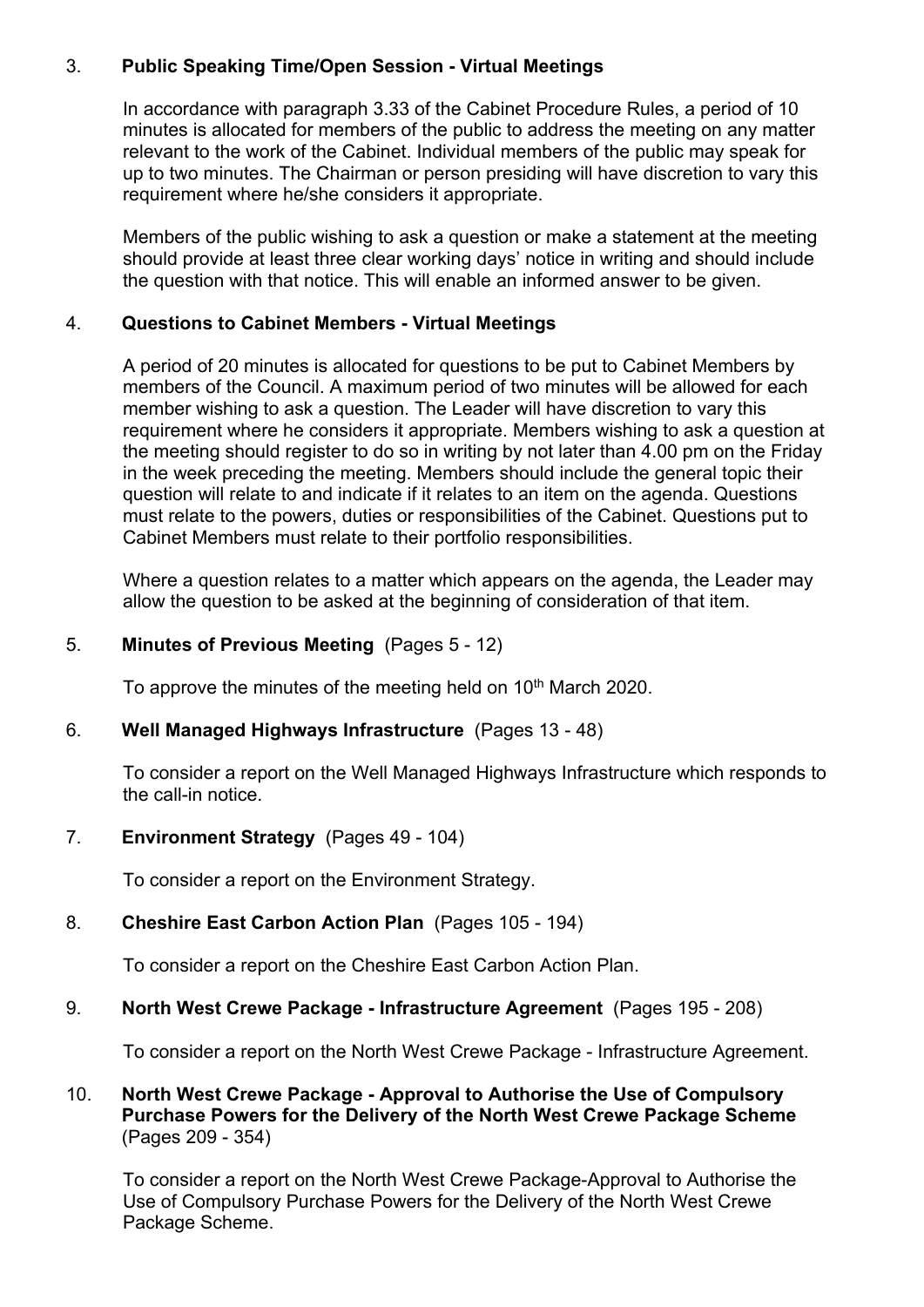3. **Public Speaking Time/Open Session - Virtual Meetings**

   In accordance with paragraph 3.33 of the Cabinet Procedure Rules, a period of 10 minutes is allocated for members of the public to address the meeting on any matter relevant to the work of the Cabinet. Individual members of the public may speak for up to two minutes. The Chairman or person presiding will have discretion to vary this requirement where he/she considers it appropriate.

   Members of the public wishing to ask a question or make a statement at the meeting should provide at least three clear working days' notice in writing and should include the question with that notice. This will enable an informed answer to be given.

4. **Questions to Cabinet Members - Virtual Meetings**

   A period of 20 minutes is allocated for questions to be put to Cabinet Members by members of the Council. A maximum period of two minutes will be allowed for each member wishing to ask a question. The Leader will have discretion to vary this requirement where he considers it appropriate. Members wishing to ask a question at the meeting should register to do so in writing by not later than 4.00 pm on the Friday in the week preceding the meeting. Members should include the general topic their question will relate to and indicate if it relates to an item on the agenda. Questions must relate to the powers, duties or responsibilities of the Cabinet. Questions put to Cabinet Members must relate to their portfolio responsibilities.

   Where a question relates to a matter which appears on the agenda, the Leader may allow the question to be asked at the beginning of consideration of that item.

5. **Minutes of Previous Meeting** (Pages 5 - 12)

   To approve the minutes of the meeting held on 10th March 2020.

6. **Well Managed Highways Infrastructure** (Pages 13 - 48)

   To consider a report on the Well Managed Highways Infrastructure which responds to the call-in notice.

7. **Environment Strategy** (Pages 49 - 104)

   To consider a report on the Environment Strategy.

8. **Cheshire East Carbon Action Plan** (Pages 105 - 194)

   To consider a report on the Cheshire East Carbon Action Plan.

9. **North West Crewe Package - Infrastructure Agreement** (Pages 195 - 208)

   To consider a report on the North West Crewe Package - Infrastructure Agreement.

10. **North West Crewe Package - Approval to Authorise the Use of Compulsory Purchase Powers for the Delivery of the North West Crewe Package Scheme** (Pages 209 - 354)

    To consider a report on the North West Crewe Package-Approval to Authorise the Use of Compulsory Purchase Powers for the Delivery of the North West Crewe Package Scheme.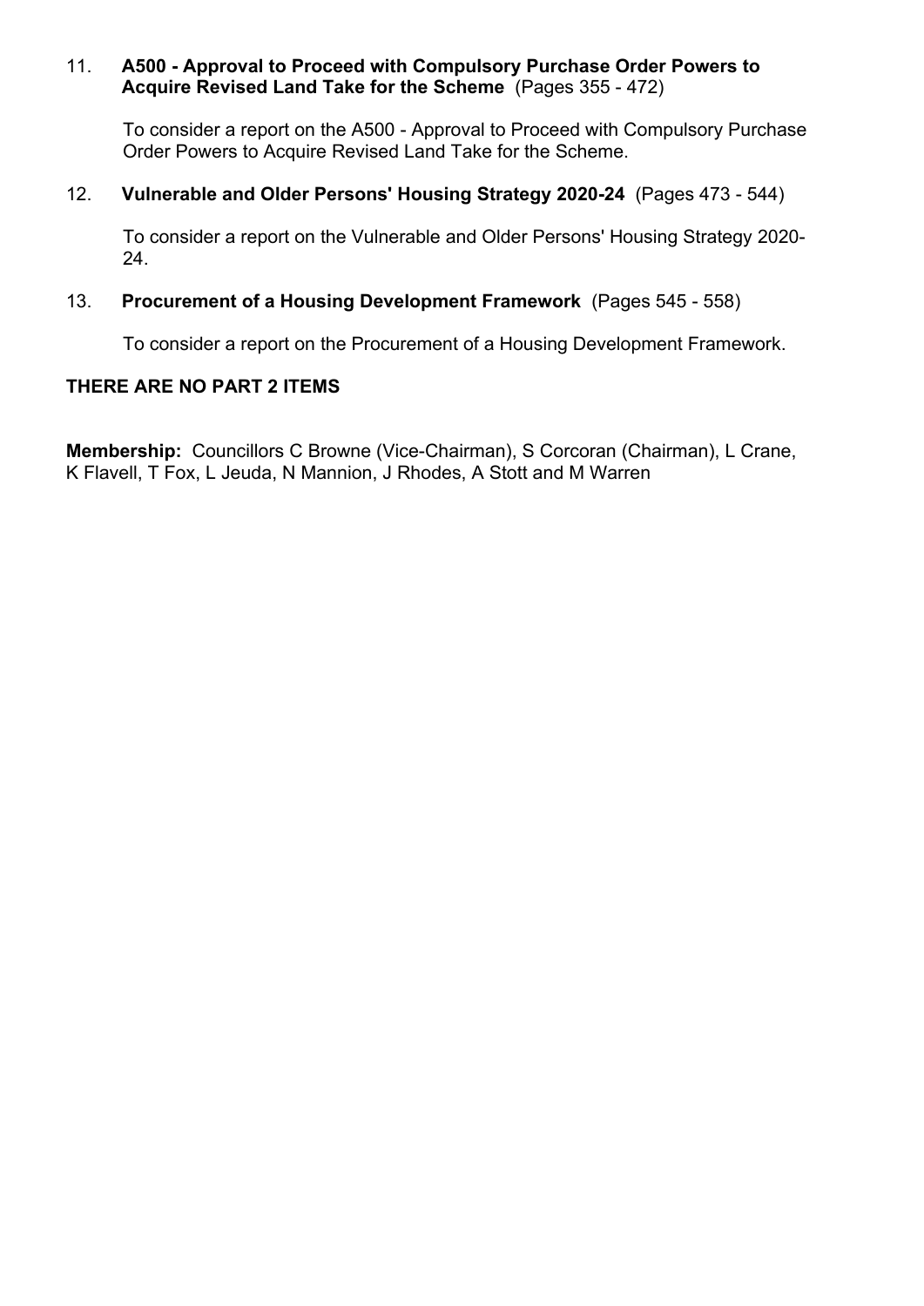11. **A500 - Approval to Proceed with Compulsory Purchase Order Powers to Acquire Revised Land Take for the Scheme** (Pages 355 - 472)

    To consider a report on the A500 - Approval to Proceed with Compulsory Purchase Order Powers to Acquire Revised Land Take for the Scheme.

12. **Vulnerable and Older Persons' Housing Strategy 2020-24** (Pages 473 - 544)

    To consider a report on the Vulnerable and Older Persons' Housing Strategy 2020-24.

13. **Procurement of a Housing Development Framework** (Pages 545 - 558)

    To consider a report on the Procurement of a Housing Development Framework.

**THERE ARE NO PART 2 ITEMS**

**Membership:** Councillors C Browne (Vice-Chairman), S Corcoran (Chairman), L Crane, K Flavell, T Fox, L Jeuda, N Mannion, J Rhodes, A Stott and M Warren